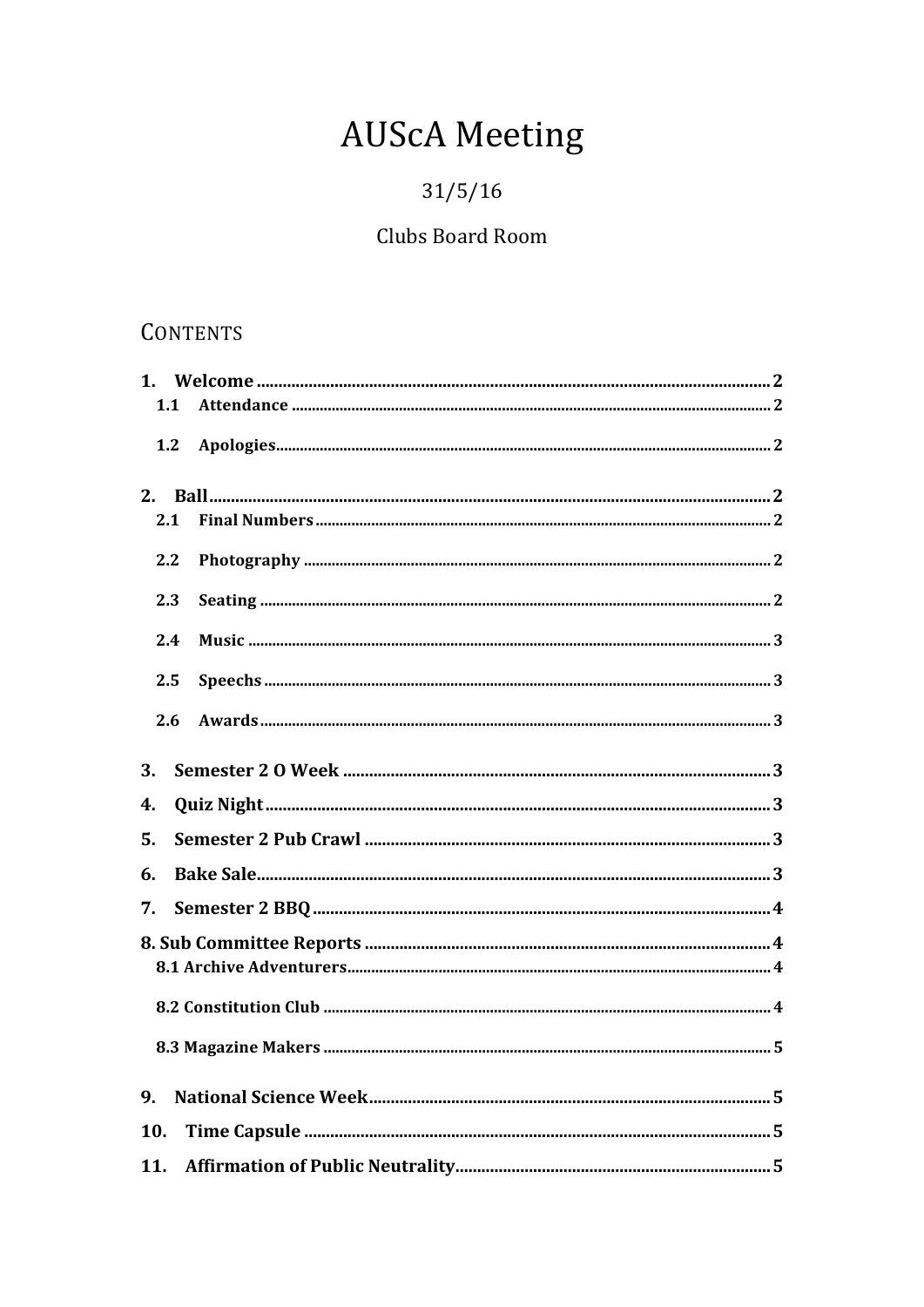# AUScA Meeting

31/5/16

Clubs Board Room

## Contents

**1. Welcome** .......... 2
- **1.1 Attendance** .......... 2
- **1.2 Apologies** .......... 2

**2. Ball** .......... 2
- **2.1 Final Numbers** .......... 2
- **2.2 Photography** .......... 2
- **2.3 Seating** .......... 2
- **2.4 Music** .......... 3
- **2.5 Speechs** .......... 3
- **2.6 Awards** .......... 3

**3. Semester 2 O Week** .......... 3

**4. Quiz Night** .......... 3

**5. Semester 2 Pub Crawl** .......... 3

**6. Bake Sale** .......... 3

**7. Semester 2 BBQ** .......... 4

**8. Sub Committee Reports** .......... 4
- **8.1 Archive Adventurers** .......... 4
- **8.2 Constitution Club** .......... 4
- **8.3 Magazine Makers** .......... 5

**9. National Science Week** .......... 5

**10. Time Capsule** .......... 5

**11. Affirmation of Public Neutrality** .......... 5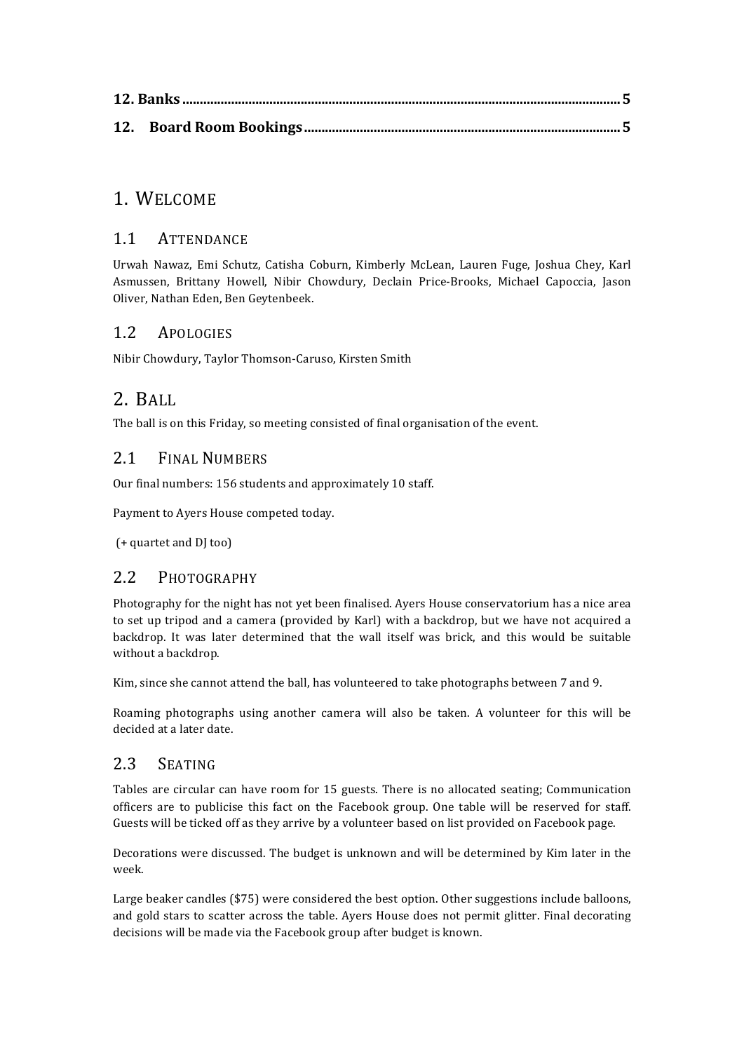**12. Banks** ........................................................................................................................ **5**

**12. Board Room Bookings** ........................................................................................ **5**

# 1. Welcome

## 1.1 Attendance

Urwah Nawaz, Emi Schutz, Catisha Coburn, Kimberly McLean, Lauren Fuge, Joshua Chey, Karl Asmussen, Brittany Howell, Nibir Chowdury, Declain Price-Brooks, Michael Capoccia, Jason Oliver, Nathan Eden, Ben Geytenbeek.

## 1.2 Apologies

Nibir Chowdury, Taylor Thomson-Caruso, Kirsten Smith

# 2. Ball

The ball is on this Friday, so meeting consisted of final organisation of the event.

## 2.1 Final Numbers

Our final numbers: 156 students and approximately 10 staff.

Payment to Ayers House competed today.

(+ quartet and DJ too)

## 2.2 Photography

Photography for the night has not yet been finalised. Ayers House conservatorium has a nice area to set up tripod and a camera (provided by Karl) with a backdrop, but we have not acquired a backdrop. It was later determined that the wall itself was brick, and this would be suitable without a backdrop.

Kim, since she cannot attend the ball, has volunteered to take photographs between 7 and 9.

Roaming photographs using another camera will also be taken. A volunteer for this will be decided at a later date.

## 2.3 Seating

Tables are circular can have room for 15 guests. There is no allocated seating; Communication officers are to publicise this fact on the Facebook group. One table will be reserved for staff. Guests will be ticked off as they arrive by a volunteer based on list provided on Facebook page.

Decorations were discussed. The budget is unknown and will be determined by Kim later in the week.

Large beaker candles ($75) were considered the best option. Other suggestions include balloons, and gold stars to scatter across the table. Ayers House does not permit glitter. Final decorating decisions will be made via the Facebook group after budget is known.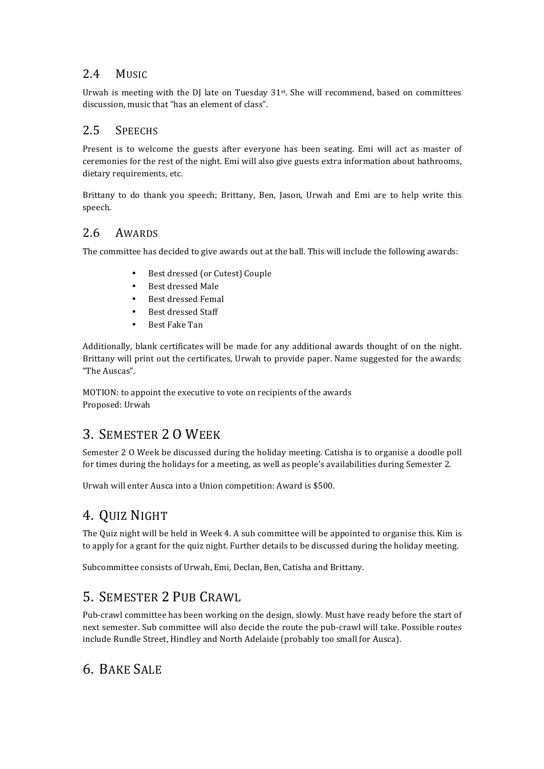### 2.4 Music

Urwah is meeting with the DJ late on Tuesday 31st. She will recommend, based on committees discussion, music that "has an element of class".

### 2.5 Speechs

Present is to welcome the guests after everyone has been seating. Emi will act as master of ceremonies for the rest of the night. Emi will also give guests extra information about bathrooms, dietary requirements, etc.

Brittany to do thank you speech; Brittany, Ben, Jason, Urwah and Emi are to help write this speech.

### 2.6 Awards

The committee has decided to give awards out at the ball. This will include the following awards:

- Best dressed (or Cutest) Couple
- Best dressed Male
- Best dressed Femal
- Best dressed Staff
- Best Fake Tan

Additionally, blank certificates will be made for any additional awards thought of on the night. Brittany will print out the certificates, Urwah to provide paper. Name suggested for the awards; "The Auscas".

MOTION: to appoint the executive to vote on recipients of the awards
Proposed: Urwah

## 3. Semester 2 O Week

Semester 2 O Week be discussed during the holiday meeting. Catisha is to organise a doodle poll for times during the holidays for a meeting, as well as people's availabilities during Semester 2.

Urwah will enter Ausca into a Union competition: Award is $500.

## 4. Quiz Night

The Quiz night will be held in Week 4. A sub committee will be appointed to organise this. Kim is to apply for a grant for the quiz night. Further details to be discussed during the holiday meeting.

Subcommittee consists of Urwah, Emi, Declan, Ben, Catisha and Brittany.

## 5. Semester 2 Pub Crawl

Pub-crawl committee has been working on the design, slowly. Must have ready before the start of next semester. Sub committee will also decide the route the pub-crawl will take. Possible routes include Rundle Street, Hindley and North Adelaide (probably too small for Ausca).

## 6. Bake Sale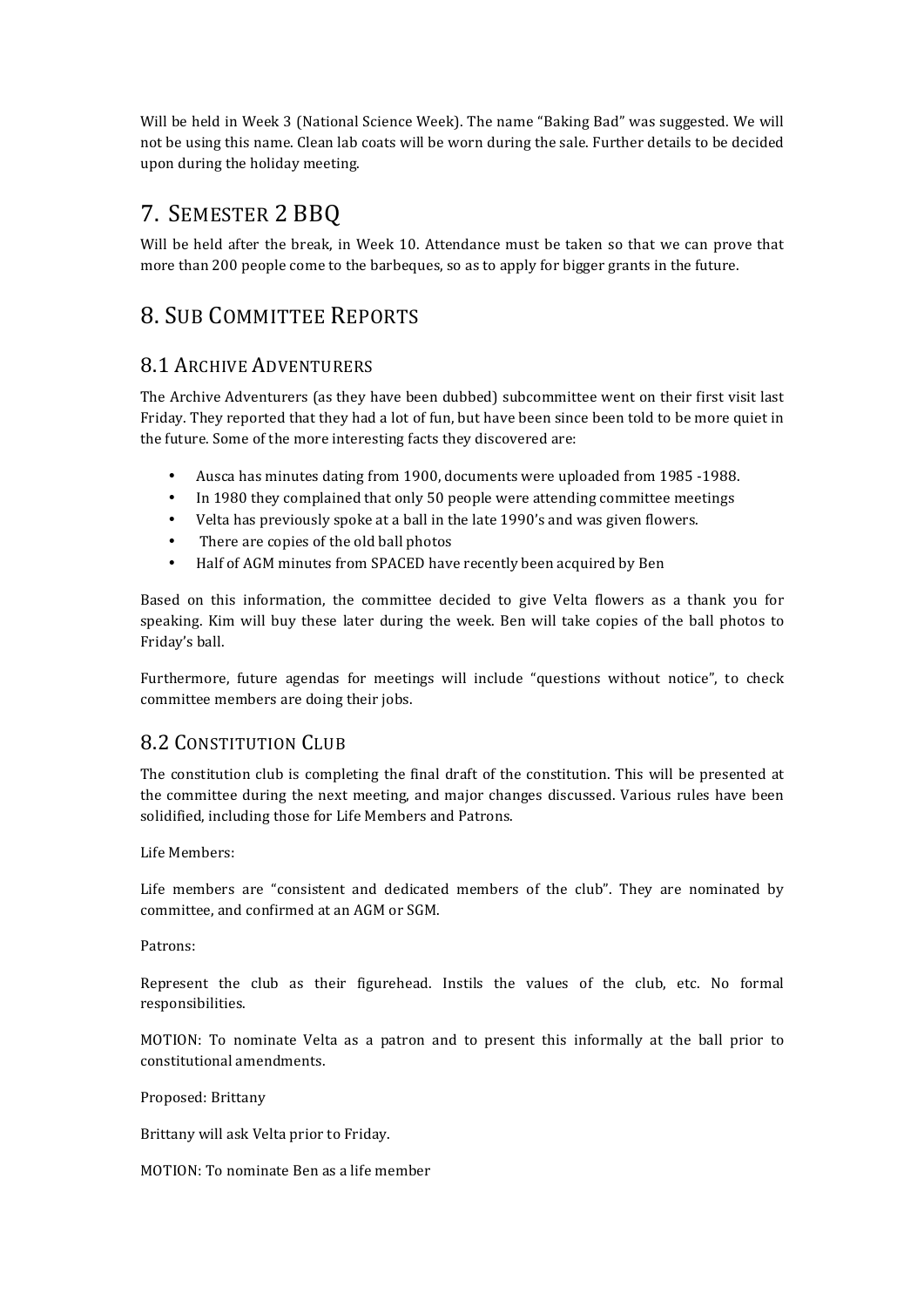Will be held in Week 3 (National Science Week). The name "Baking Bad" was suggested. We will not be using this name. Clean lab coats will be worn during the sale. Further details to be decided upon during the holiday meeting.

## 7. Semester 2 BBQ

Will be held after the break, in Week 10. Attendance must be taken so that we can prove that more than 200 people come to the barbeques, so as to apply for bigger grants in the future.

## 8. Sub Committee Reports

### 8.1 Archive Adventurers

The Archive Adventurers (as they have been dubbed) subcommittee went on their first visit last Friday. They reported that they had a lot of fun, but have been since been told to be more quiet in the future. Some of the more interesting facts they discovered are:

- Ausca has minutes dating from 1900, documents were uploaded from 1985 -1988.
- In 1980 they complained that only 50 people were attending committee meetings
- Velta has previously spoke at a ball in the late 1990's and was given flowers.
- There are copies of the old ball photos
- Half of AGM minutes from SPACED have recently been acquired by Ben

Based on this information, the committee decided to give Velta flowers as a thank you for speaking. Kim will buy these later during the week. Ben will take copies of the ball photos to Friday's ball.

Furthermore, future agendas for meetings will include "questions without notice", to check committee members are doing their jobs.

### 8.2 Constitution Club

The constitution club is completing the final draft of the constitution. This will be presented at the committee during the next meeting, and major changes discussed. Various rules have been solidified, including those for Life Members and Patrons.

Life Members:

Life members are "consistent and dedicated members of the club". They are nominated by committee, and confirmed at an AGM or SGM.

Patrons:

Represent the club as their figurehead. Instils the values of the club, etc. No formal responsibilities.

MOTION: To nominate Velta as a patron and to present this informally at the ball prior to constitutional amendments.

Proposed: Brittany

Brittany will ask Velta prior to Friday.

MOTION: To nominate Ben as a life member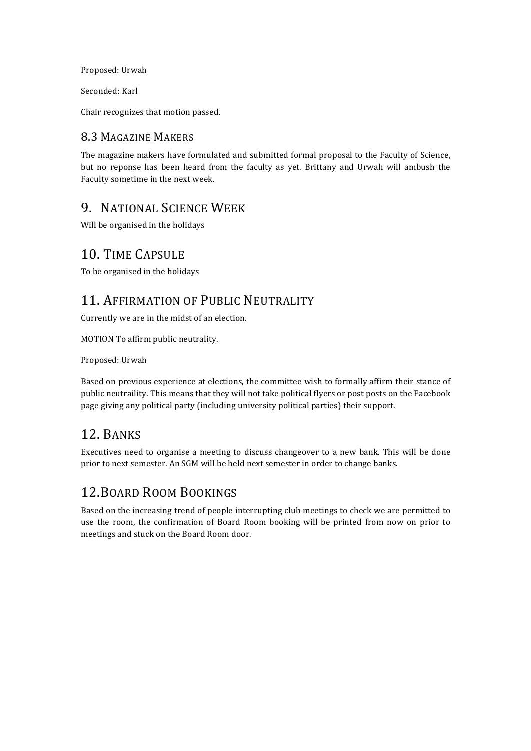Proposed: Urwah

Seconded: Karl

Chair recognizes that motion passed.

### 8.3 Magazine Makers

The magazine makers have formulated and submitted formal proposal to the Faculty of Science, but no reponse has been heard from the faculty as yet. Brittany and Urwah will ambush the Faculty sometime in the next week.

## 9. National Science Week

Will be organised in the holidays

## 10. Time Capsule

To be organised in the holidays

## 11. Affirmation of Public Neutrality

Currently we are in the midst of an election.

MOTION To affirm public neutrality.

Proposed: Urwah

Based on previous experience at elections, the committee wish to formally affirm their stance of public neutraility. This means that they will not take political flyers or post posts on the Facebook page giving any political party (including university political parties) their support.

## 12. Banks

Executives need to organise a meeting to discuss changeover to a new bank. This will be done prior to next semester. An SGM will be held next semester in order to change banks.

## 12.Board Room Bookings

Based on the increasing trend of people interrupting club meetings to check we are permitted to use the room, the confirmation of Board Room booking will be printed from now on prior to meetings and stuck on the Board Room door.